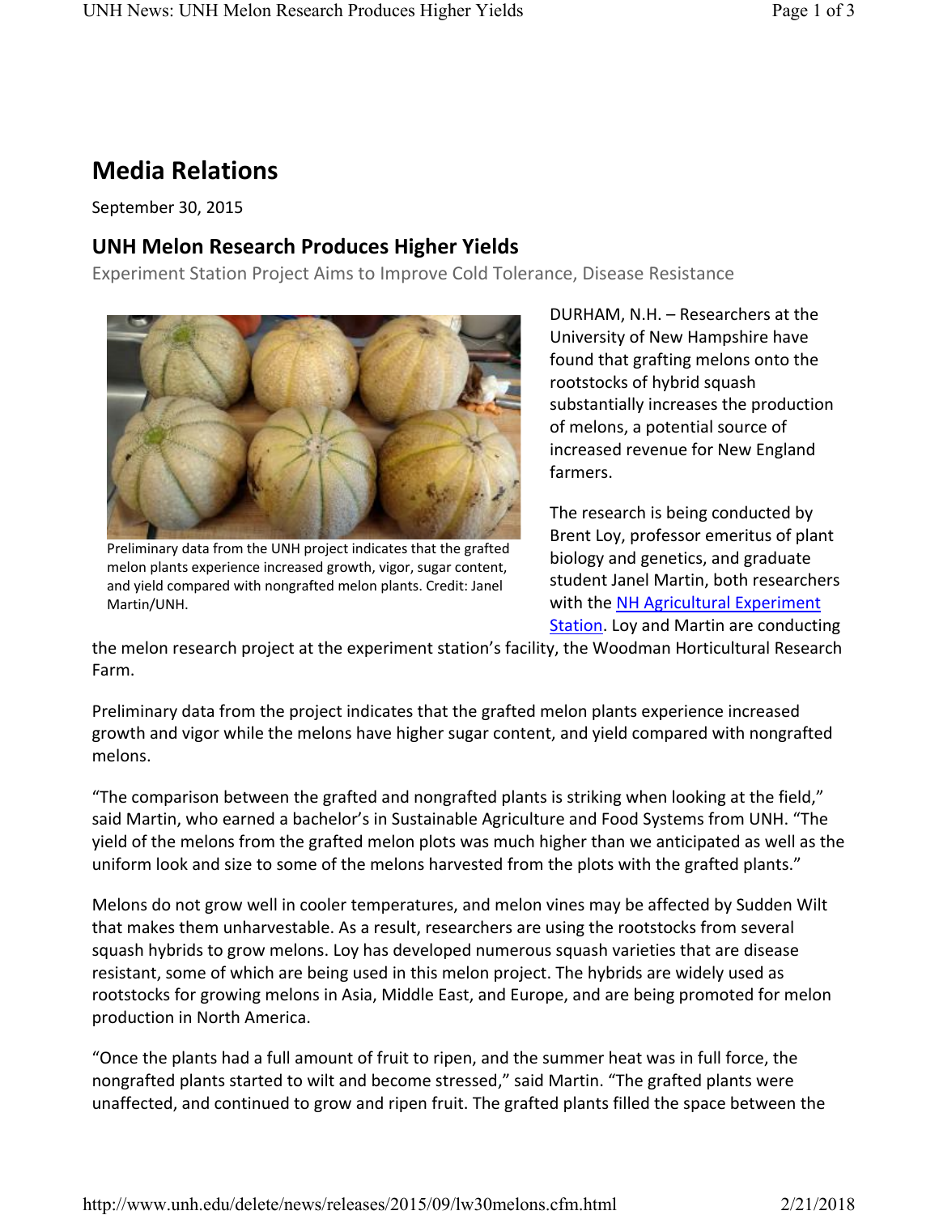## Media Relations

September 30, 2015

### UNH Melon Research Produces Higher Yields

Experiment Station Project Aims to Improve Cold Tolerance, Disease Resistance

Preliminary data from the UNH project indicates that the grafted melon plants experience increased growth, vigor, sugar content, and yield compared with nongrafted melon plants. Credit: Janel Martin/UNH.

DURHAM, N.H. – Researchers at the University of New Hampshire have found that grafting melons onto the rootstocks of hybrid squash substantially increases the production of melons, a potential source of increased revenue for New England farmers.

The research is being conducted by Brent Loy, professor emeritus of plant biology and genetics, and graduate student Janel Martin, both researchers with the NH Agricultural Experiment Station. Loy and Martin are conducting the melon research project at the experiment station's facility, the Woodman Horticultural Research Farm.

Preliminary data from the project indicates that the grafted melon plants experience increased growth and vigor while the melons have higher sugar content, and yield compared with nongrafted melons.

"The comparison between the grafted and nongrafted plants is striking when looking at the field," said Martin, who earned a bachelor's in Sustainable Agriculture and Food Systems from UNH. "The yield of the melons from the grafted melon plots was much higher than we anticipated as well as the uniform look and size to some of the melons harvested from the plots with the grafted plants."

Melons do not grow well in cooler temperatures, and melon vines may be affected by Sudden Wilt that makes them unharvestable. As a result, researchers are using the rootstocks from several squash hybrids to grow melons. Loy has developed numerous squash varieties that are disease resistant, some of which are being used in this melon project. The hybrids are widely used as rootstocks for growing melons in Asia, Middle East, and Europe, and are being promoted for melon production in North America.

"Once the plants had a full amount of fruit to ripen, and the summer heat was in full force, the nongrafted plants started to wilt and become stressed," said Martin. "The grafted plants were unaffected, and continued to grow and ripen fruit. The grafted plants filled the space between the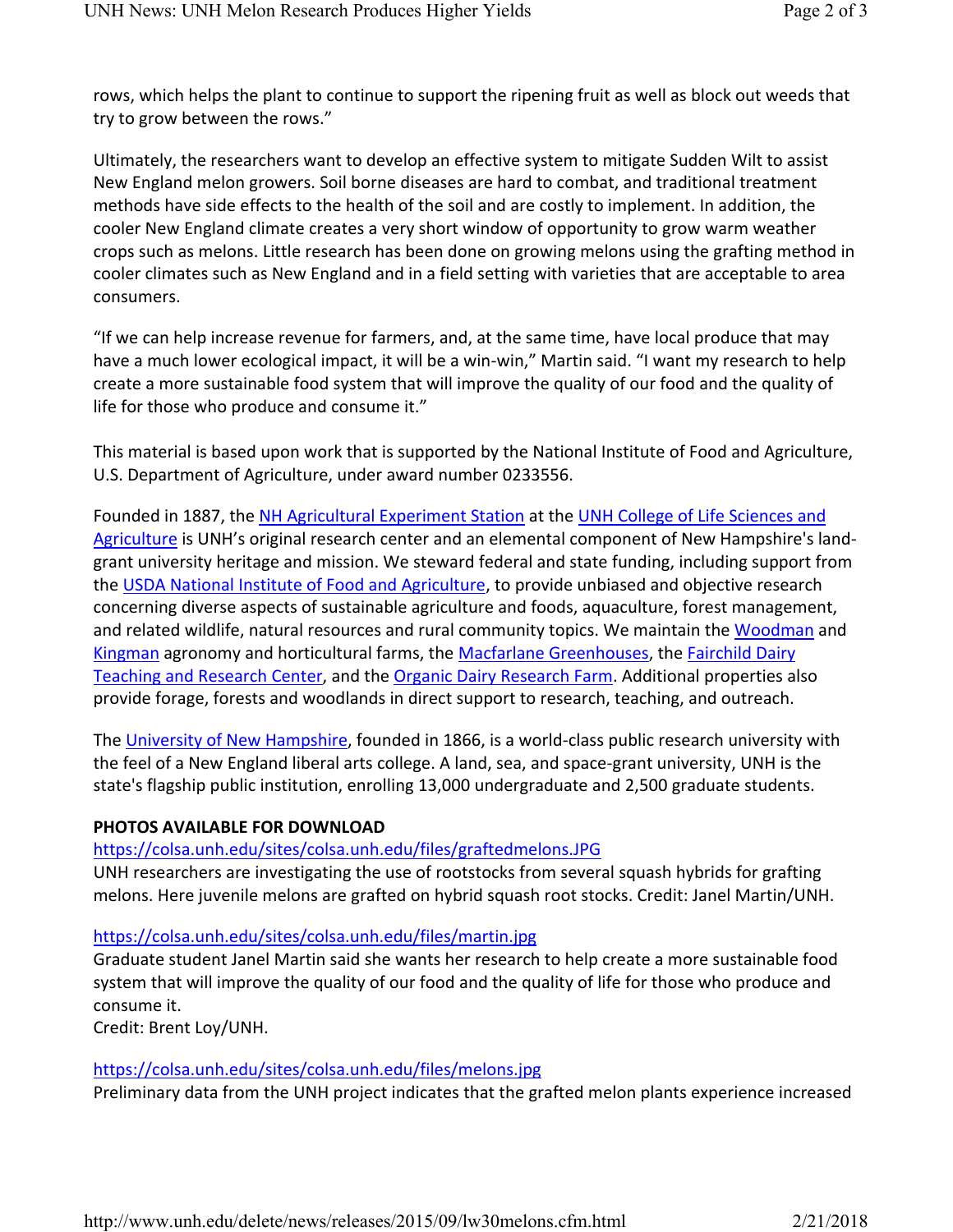rows, which helps the plant to continue to support the ripening fruit as well as block out weeds that try to grow between the rows."

Ultimately, the researchers want to develop an effective system to mitigate Sudden Wilt to assist New England melon growers. Soil borne diseases are hard to combat, and traditional treatment methods have side effects to the health of the soil and are costly to implement. In addition, the cooler New England climate creates a very short window of opportunity to grow warm weather crops such as melons. Little research has been done on growing melons using the grafting method in cooler climates such as New England and in a field setting with varieties that are acceptable to area consumers.

"If we can help increase revenue for farmers, and, at the same time, have local produce that may have a much lower ecological impact, it will be a win-win," Martin said. "I want my research to help create a more sustainable food system that will improve the quality of our food and the quality of life for those who produce and consume it."

This material is based upon work that is supported by the National Institute of Food and Agriculture, U.S. Department of Agriculture, under award number 0233556.

Founded in 1887, the NH Agricultural Experiment Station at the UNH College of Life Sciences and Agriculture is UNH's original research center and an elemental component of New Hampshire's land-grant university heritage and mission. We steward federal and state funding, including support from the USDA National Institute of Food and Agriculture, to provide unbiased and objective research concerning diverse aspects of sustainable agriculture and foods, aquaculture, forest management, and related wildlife, natural resources and rural community topics. We maintain the Woodman and Kingman agronomy and horticultural farms, the Macfarlane Greenhouses, the Fairchild Dairy Teaching and Research Center, and the Organic Dairy Research Farm. Additional properties also provide forage, forests and woodlands in direct support to research, teaching, and outreach.

The University of New Hampshire, founded in 1866, is a world-class public research university with the feel of a New England liberal arts college. A land, sea, and space-grant university, UNH is the state's flagship public institution, enrolling 13,000 undergraduate and 2,500 graduate students.

**PHOTOS AVAILABLE FOR DOWNLOAD**

https://colsa.unh.edu/sites/colsa.unh.edu/files/graftedmelons.JPG

UNH researchers are investigating the use of rootstocks from several squash hybrids for grafting melons. Here juvenile melons are grafted on hybrid squash root stocks. Credit: Janel Martin/UNH.

https://colsa.unh.edu/sites/colsa.unh.edu/files/martin.jpg

Graduate student Janel Martin said she wants her research to help create a more sustainable food system that will improve the quality of our food and the quality of life for those who produce and consume it.

Credit: Brent Loy/UNH.

https://colsa.unh.edu/sites/colsa.unh.edu/files/melons.jpg

Preliminary data from the UNH project indicates that the grafted melon plants experience increased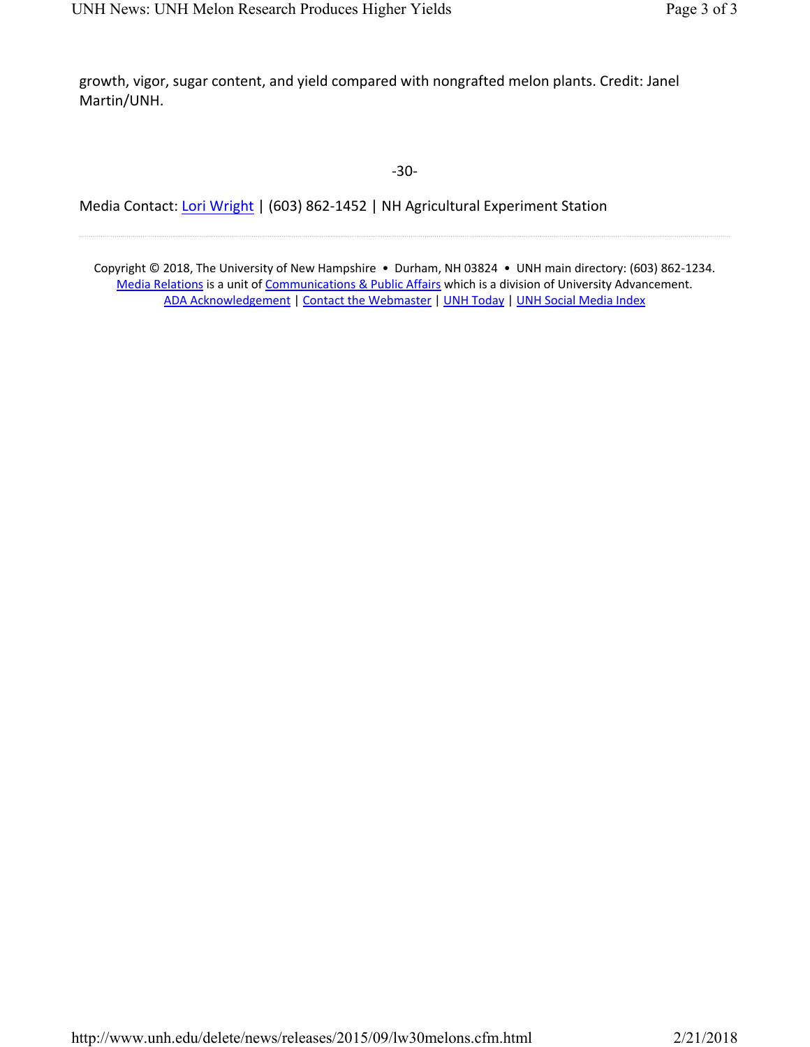growth, vigor, sugar content, and yield compared with nongrafted melon plants. Credit: Janel Martin/UNH.

-30-

Media Contact: Lori Wright | (603) 862-1452 | NH Agricultural Experiment Station

---

Copyright © 2018, The University of New Hampshire • Durham, NH 03824 • UNH main directory: (603) 862-1234.
Media Relations is a unit of Communications & Public Affairs which is a division of University Advancement.
ADA Acknowledgement | Contact the Webmaster | UNH Today | UNH Social Media Index